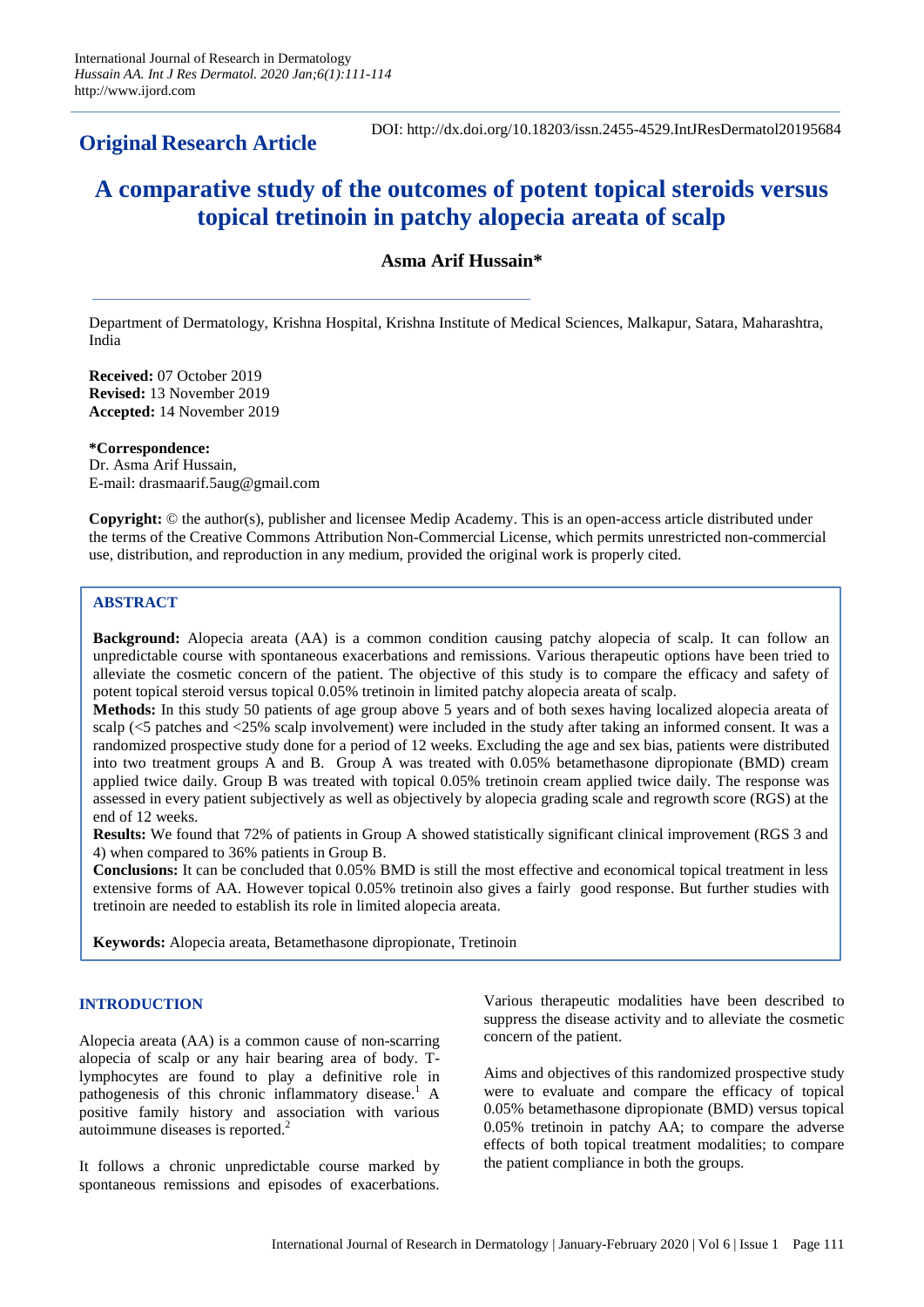International Journal of Research in Dermatology
*Hussain AA. Int J Res Dermatol. 2020 Jan;6(1):111-114*
http://www.ijord.com

**Original Research Article**

DOI: http://dx.doi.org/10.18203/issn.2455-4529.IntJResDermatol20195684

# A comparative study of the outcomes of potent topical steroids versus topical tretinoin in patchy alopecia areata of scalp

**Asma Arif Hussain***

Department of Dermatology, Krishna Hospital, Krishna Institute of Medical Sciences, Malkapur, Satara, Maharashtra, India

**Received:** 07 October 2019
**Revised:** 13 November 2019
**Accepted:** 14 November 2019

**\*Correspondence:**
Dr. Asma Arif Hussain,
E-mail: drasmaarif.5aug@gmail.com

**Copyright:** © the author(s), publisher and licensee Medip Academy. This is an open-access article distributed under the terms of the Creative Commons Attribution Non-Commercial License, which permits unrestricted non-commercial use, distribution, and reproduction in any medium, provided the original work is properly cited.

## ABSTRACT

**Background:** Alopecia areata (AA) is a common condition causing patchy alopecia of scalp. It can follow an unpredictable course with spontaneous exacerbations and remissions. Various therapeutic options have been tried to alleviate the cosmetic concern of the patient. The objective of this study is to compare the efficacy and safety of potent topical steroid versus topical 0.05% tretinoin in limited patchy alopecia areata of scalp.

**Methods:** In this study 50 patients of age group above 5 years and of both sexes having localized alopecia areata of scalp (<5 patches and <25% scalp involvement) were included in the study after taking an informed consent. It was a randomized prospective study done for a period of 12 weeks. Excluding the age and sex bias, patients were distributed into two treatment groups A and B. Group A was treated with 0.05% betamethasone dipropionate (BMD) cream applied twice daily. Group B was treated with topical 0.05% tretinoin cream applied twice daily. The response was assessed in every patient subjectively as well as objectively by alopecia grading scale and regrowth score (RGS) at the end of 12 weeks.

**Results:** We found that 72% of patients in Group A showed statistically significant clinical improvement (RGS 3 and 4) when compared to 36% patients in Group B.

**Conclusions:** It can be concluded that 0.05% BMD is still the most effective and economical topical treatment in less extensive forms of AA. However topical 0.05% tretinoin also gives a fairly good response. But further studies with tretinoin are needed to establish its role in limited alopecia areata.

**Keywords:** Alopecia areata, Betamethasone dipropionate, Tretinoin

## INTRODUCTION

Alopecia areata (AA) is a common cause of non-scarring alopecia of scalp or any hair bearing area of body. T-lymphocytes are found to play a definitive role in pathogenesis of this chronic inflammatory disease.[1] A positive family history and association with various autoimmune diseases is reported.[2]

It follows a chronic unpredictable course marked by spontaneous remissions and episodes of exacerbations. Various therapeutic modalities have been described to suppress the disease activity and to alleviate the cosmetic concern of the patient.

Aims and objectives of this randomized prospective study were to evaluate and compare the efficacy of topical 0.05% betamethasone dipropionate (BMD) versus topical 0.05% tretinoin in patchy AA; to compare the adverse effects of both topical treatment modalities; to compare the patient compliance in both the groups.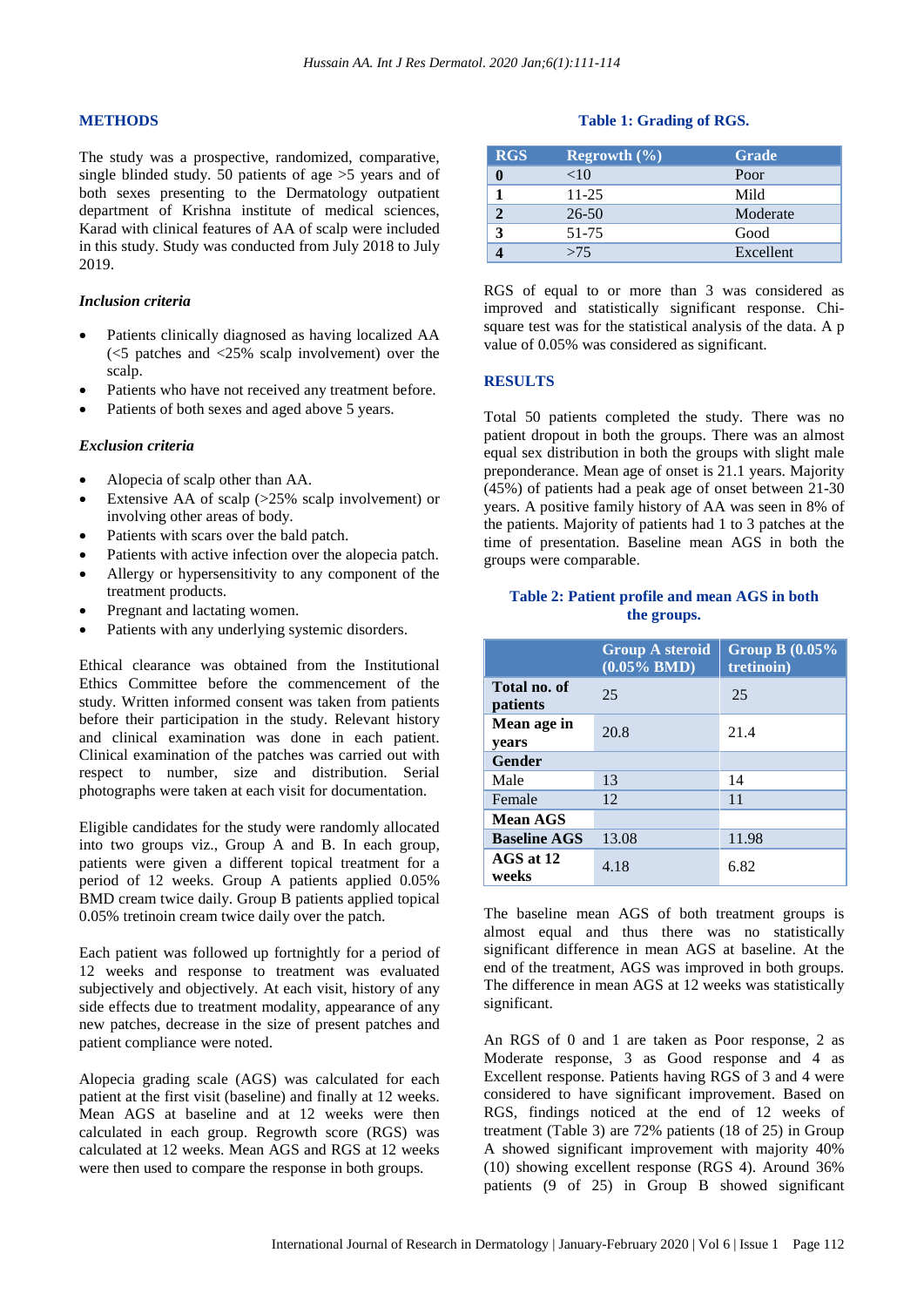## METHODS

The study was a prospective, randomized, comparative, single blinded study. 50 patients of age >5 years and of both sexes presenting to the Dermatology outpatient department of Krishna institute of medical sciences, Karad with clinical features of AA of scalp were included in this study. Study was conducted from July 2018 to July 2019.

### *Inclusion criteria*

- Patients clinically diagnosed as having localized AA (<5 patches and <25% scalp involvement) over the scalp.
- Patients who have not received any treatment before.
- Patients of both sexes and aged above 5 years.

### *Exclusion criteria*

- Alopecia of scalp other than AA.
- Extensive AA of scalp (>25% scalp involvement) or involving other areas of body.
- Patients with scars over the bald patch.
- Patients with active infection over the alopecia patch.
- Allergy or hypersensitivity to any component of the treatment products.
- Pregnant and lactating women.
- Patients with any underlying systemic disorders.

Ethical clearance was obtained from the Institutional Ethics Committee before the commencement of the study. Written informed consent was taken from patients before their participation in the study. Relevant history and clinical examination was done in each patient. Clinical examination of the patches was carried out with respect to number, size and distribution. Serial photographs were taken at each visit for documentation.

Eligible candidates for the study were randomly allocated into two groups viz., Group A and B. In each group, patients were given a different topical treatment for a period of 12 weeks. Group A patients applied 0.05% BMD cream twice daily. Group B patients applied topical 0.05% tretinoin cream twice daily over the patch.

Each patient was followed up fortnightly for a period of 12 weeks and response to treatment was evaluated subjectively and objectively. At each visit, history of any side effects due to treatment modality, appearance of any new patches, decrease in the size of present patches and patient compliance were noted.

Alopecia grading scale (AGS) was calculated for each patient at the first visit (baseline) and finally at 12 weeks. Mean AGS at baseline and at 12 weeks were then calculated in each group. Regrowth score (RGS) was calculated at 12 weeks. Mean AGS and RGS at 12 weeks were then used to compare the response in both groups.

**Table 1: Grading of RGS.**

| RGS | Regrowth (%) | Grade |
|---|---|---|
| 0 | <10 | Poor |
| 1 | 11-25 | Mild |
| 2 | 26-50 | Moderate |
| 3 | 51-75 | Good |
| 4 | >75 | Excellent |

RGS of equal to or more than 3 was considered as improved and statistically significant response. Chi-square test was for the statistical analysis of the data. A p value of 0.05% was considered as significant.

## RESULTS

Total 50 patients completed the study. There was no patient dropout in both the groups. There was an almost equal sex distribution in both the groups with slight male preponderance. Mean age of onset is 21.1 years. Majority (45%) of patients had a peak age of onset between 21-30 years. A positive family history of AA was seen in 8% of the patients. Majority of patients had 1 to 3 patches at the time of presentation. Baseline mean AGS in both the groups were comparable.

**Table 2: Patient profile and mean AGS in both the groups.**

| | Group A steroid (0.05% BMD) | Group B (0.05% tretinoin) |
|---|---|---|
| **Total no. of patients** | 25 | 25 |
| **Mean age in years** | 20.8 | 21.4 |
| **Gender** | | |
| Male | 13 | 14 |
| Female | 12 | 11 |
| **Mean AGS** | | |
| **Baseline AGS** | 13.08 | 11.98 |
| **AGS at 12 weeks** | 4.18 | 6.82 |

The baseline mean AGS of both treatment groups is almost equal and thus there was no statistically significant difference in mean AGS at baseline. At the end of the treatment, AGS was improved in both groups. The difference in mean AGS at 12 weeks was statistically significant.

An RGS of 0 and 1 are taken as Poor response, 2 as Moderate response, 3 as Good response and 4 as Excellent response. Patients having RGS of 3 and 4 were considered to have significant improvement. Based on RGS, findings noticed at the end of 12 weeks of treatment (Table 3) are 72% patients (18 of 25) in Group A showed significant improvement with majority 40% (10) showing excellent response (RGS 4). Around 36% patients (9 of 25) in Group B showed significant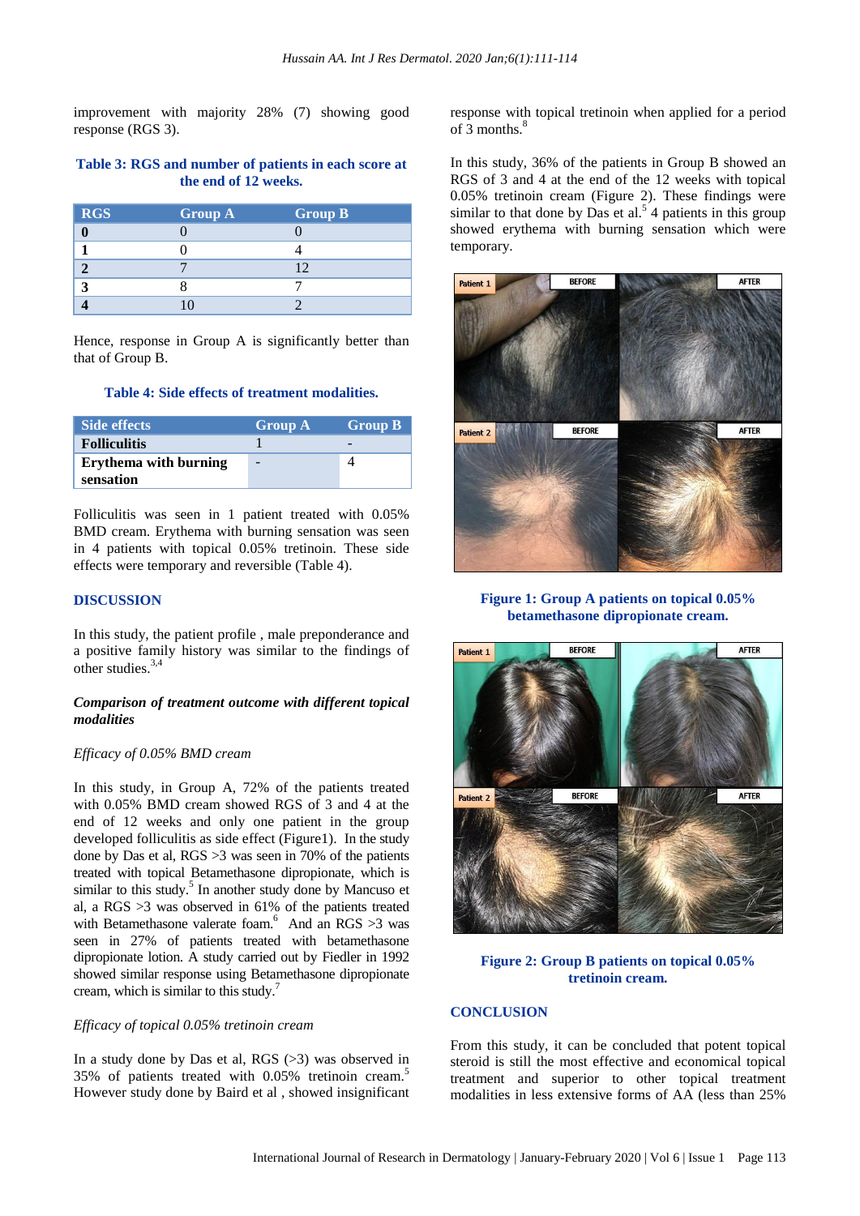improvement with majority 28% (7) showing good response (RGS 3).

**Table 3: RGS and number of patients in each score at the end of 12 weeks.**

| RGS | Group A | Group B |
|---|---|---|
| **0** | 0 | 0 |
| **1** | 0 | 4 |
| **2** | 7 | 12 |
| **3** | 8 | 7 |
| **4** | 10 | 2 |

Hence, response in Group A is significantly better than that of Group B.

**Table 4: Side effects of treatment modalities.**

| Side effects | Group A | Group B |
|---|---|---|
| **Folliculitis** | 1 | - |
| **Erythema with burning sensation** | - | 4 |

Folliculitis was seen in 1 patient treated with 0.05% BMD cream. Erythema with burning sensation was seen in 4 patients with topical 0.05% tretinoin. These side effects were temporary and reversible (Table 4).

## DISCUSSION

In this study, the patient profile , male preponderance and a positive family history was similar to the findings of other studies.[3,4]

### *Comparison of treatment outcome with different topical modalities*

*Efficacy of 0.05% BMD cream*

In this study, in Group A, 72% of the patients treated with 0.05% BMD cream showed RGS of 3 and 4 at the end of 12 weeks and only one patient in the group developed folliculitis as side effect (Figure1). In the study done by Das et al, RGS >3 was seen in 70% of the patients treated with topical Betamethasone dipropionate, which is similar to this study.[5] In another study done by Mancuso et al, a RGS >3 was observed in 61% of the patients treated with Betamethasone valerate foam.[6] And an RGS >3 was seen in 27% of patients treated with betamethasone dipropionate lotion. A study carried out by Fiedler in 1992 showed similar response using Betamethasone dipropionate cream, which is similar to this study.[7]

*Efficacy of topical 0.05% tretinoin cream*

In a study done by Das et al, RGS (>3) was observed in 35% of patients treated with 0.05% tretinoin cream.[5] However study done by Baird et al , showed insignificant response with topical tretinoin when applied for a period of 3 months.[8]

In this study, 36% of the patients in Group B showed an RGS of 3 and 4 at the end of the 12 weeks with topical 0.05% tretinoin cream (Figure 2). These findings were similar to that done by Das et al.[5] 4 patients in this group showed erythema with burning sensation which were temporary.

**Figure 1: Group A patients on topical 0.05% betamethasone dipropionate cream.**

**Figure 2: Group B patients on topical 0.05% tretinoin cream.**

## CONCLUSION

From this study, it can be concluded that potent topical steroid is still the most effective and economical topical treatment and superior to other topical treatment modalities in less extensive forms of AA (less than 25%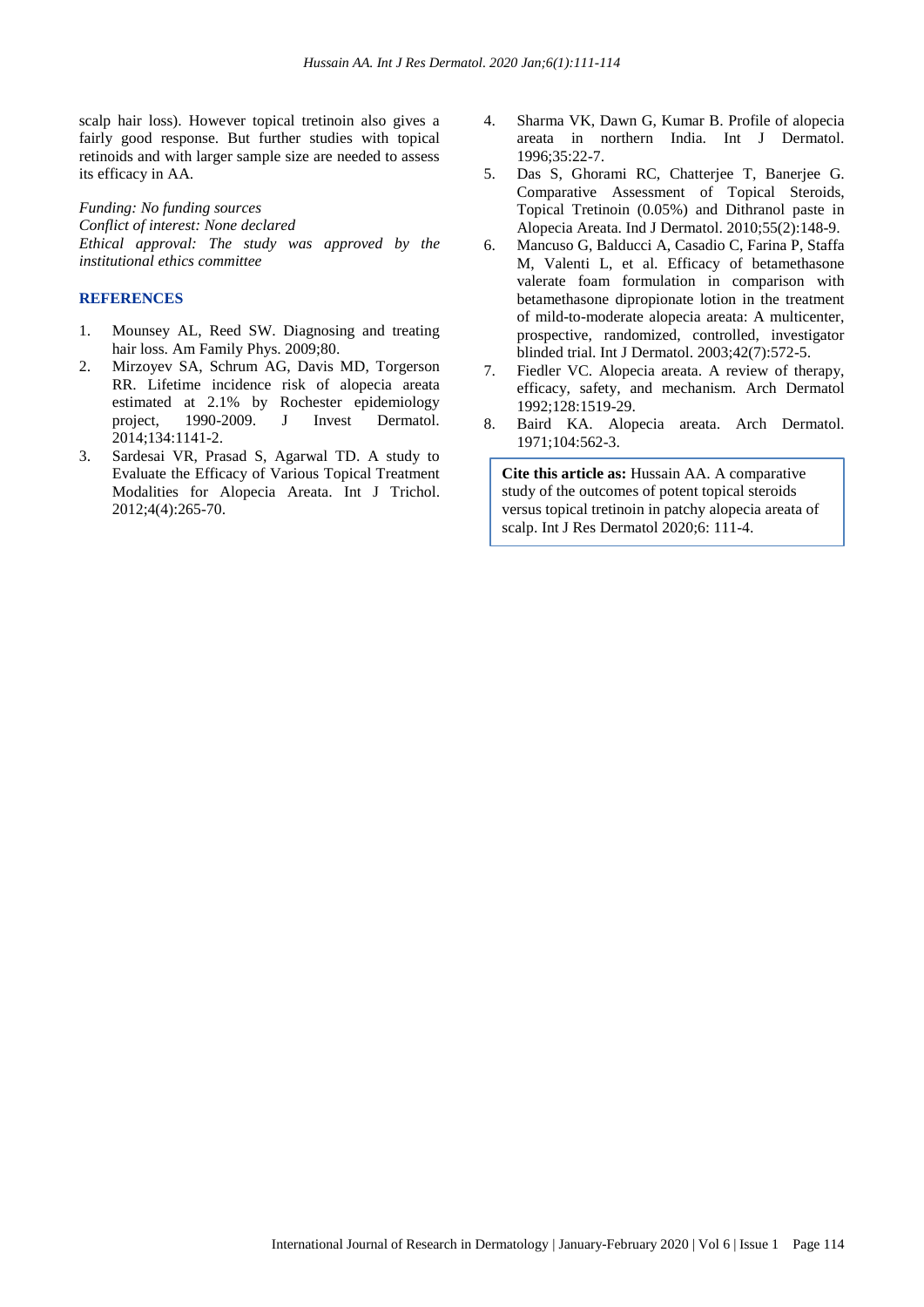scalp hair loss). However topical tretinoin also gives a fairly good response. But further studies with topical retinoids and with larger sample size are needed to assess its efficacy in AA.

*Funding: No funding sources*
*Conflict of interest: None declared*
*Ethical approval: The study was approved by the institutional ethics committee*

## REFERENCES

1. Mounsey AL, Reed SW. Diagnosing and treating hair loss. Am Family Phys. 2009;80.
2. Mirzoyev SA, Schrum AG, Davis MD, Torgerson RR. Lifetime incidence risk of alopecia areata estimated at 2.1% by Rochester epidemiology project, 1990-2009. J Invest Dermatol. 2014;134:1141-2.
3. Sardesai VR, Prasad S, Agarwal TD. A study to Evaluate the Efficacy of Various Topical Treatment Modalities for Alopecia Areata. Int J Trichol. 2012;4(4):265-70.
4. Sharma VK, Dawn G, Kumar B. Profile of alopecia areata in northern India. Int J Dermatol. 1996;35:22-7.
5. Das S, Ghorami RC, Chatterjee T, Banerjee G. Comparative Assessment of Topical Steroids, Topical Tretinoin (0.05%) and Dithranol paste in Alopecia Areata. Ind J Dermatol. 2010;55(2):148-9.
6. Mancuso G, Balducci A, Casadio C, Farina P, Staffa M, Valenti L, et al. Efficacy of betamethasone valerate foam formulation in comparison with betamethasone dipropionate lotion in the treatment of mild-to-moderate alopecia areata: A multicenter, prospective, randomized, controlled, investigator blinded trial. Int J Dermatol. 2003;42(7):572-5.
7. Fiedler VC. Alopecia areata. A review of therapy, efficacy, safety, and mechanism. Arch Dermatol 1992;128:1519-29.
8. Baird KA. Alopecia areata. Arch Dermatol. 1971;104:562-3.

**Cite this article as:** Hussain AA. A comparative study of the outcomes of potent topical steroids versus topical tretinoin in patchy alopecia areata of scalp. Int J Res Dermatol 2020;6: 111-4.